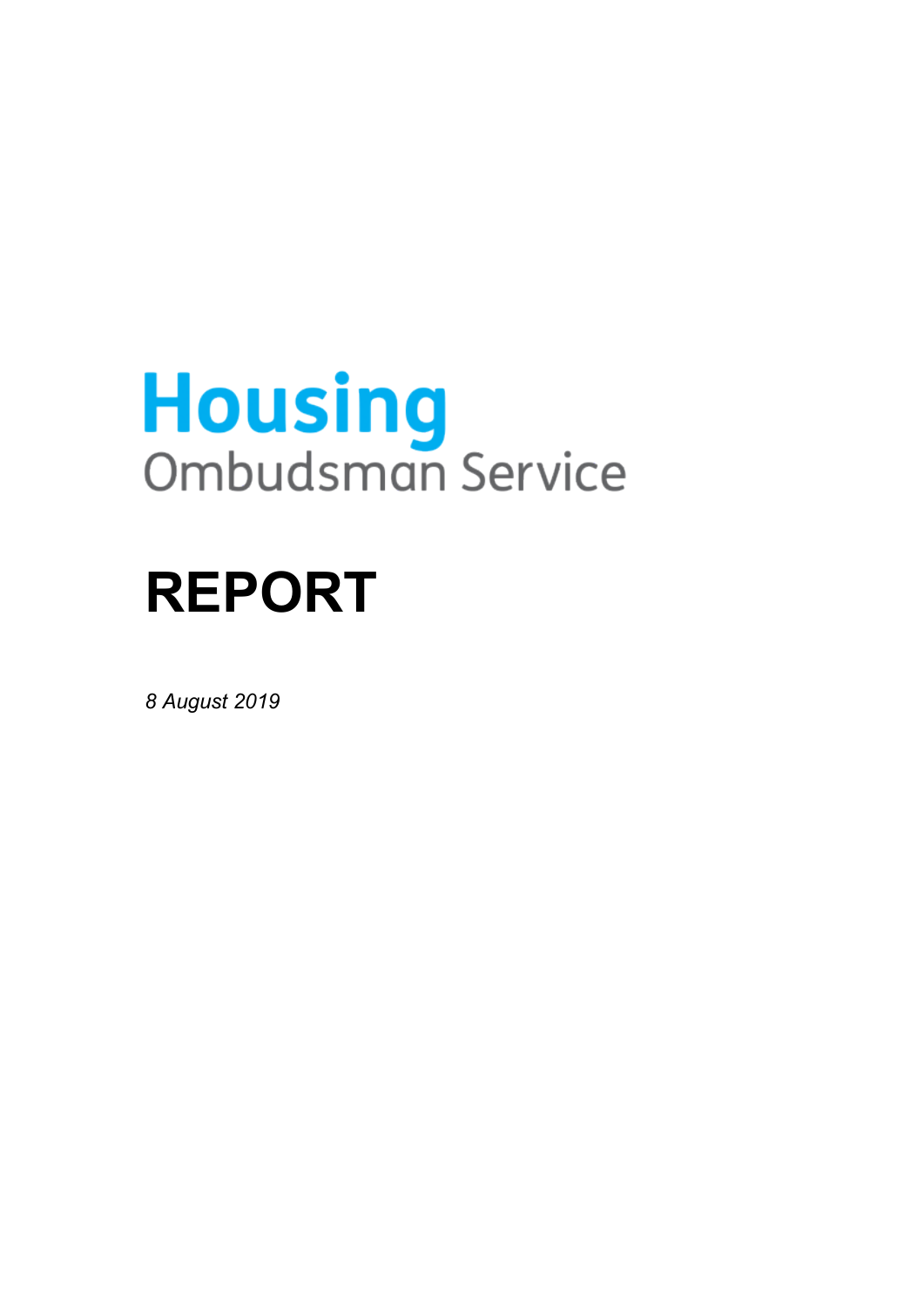Housing
Ombudsman Service

# REPORT

*8 August 2019*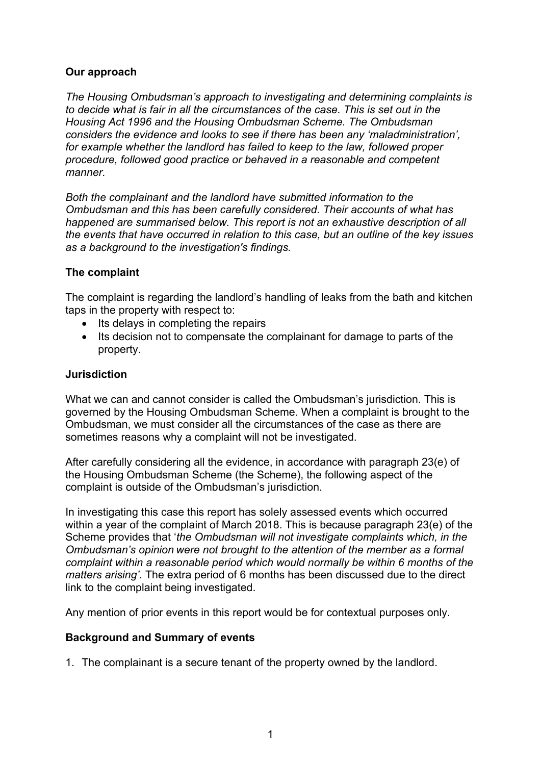## Our approach

*The Housing Ombudsman's approach to investigating and determining complaints is to decide what is fair in all the circumstances of the case. This is set out in the Housing Act 1996 and the Housing Ombudsman Scheme. The Ombudsman considers the evidence and looks to see if there has been any 'maladministration', for example whether the landlord has failed to keep to the law, followed proper procedure, followed good practice or behaved in a reasonable and competent manner.*

*Both the complainant and the landlord have submitted information to the Ombudsman and this has been carefully considered. Their accounts of what has happened are summarised below. This report is not an exhaustive description of all the events that have occurred in relation to this case, but an outline of the key issues as a background to the investigation's findings.*

## The complaint

The complaint is regarding the landlord's handling of leaks from the bath and kitchen taps in the property with respect to:

- Its delays in completing the repairs
- Its decision not to compensate the complainant for damage to parts of the property.

## Jurisdiction

What we can and cannot consider is called the Ombudsman's jurisdiction. This is governed by the Housing Ombudsman Scheme. When a complaint is brought to the Ombudsman, we must consider all the circumstances of the case as there are sometimes reasons why a complaint will not be investigated.

After carefully considering all the evidence, in accordance with paragraph 23(e) of the Housing Ombudsman Scheme (the Scheme), the following aspect of the complaint is outside of the Ombudsman's jurisdiction.

In investigating this case this report has solely assessed events which occurred within a year of the complaint of March 2018. This is because paragraph 23(e) of the Scheme provides that '*the Ombudsman will not investigate complaints which, in the Ombudsman's opinion were not brought to the attention of the member as a formal complaint within a reasonable period which would normally be within 6 months of the matters arising'*. The extra period of 6 months has been discussed due to the direct link to the complaint being investigated.

Any mention of prior events in this report would be for contextual purposes only.

## Background and Summary of events

1. The complainant is a secure tenant of the property owned by the landlord.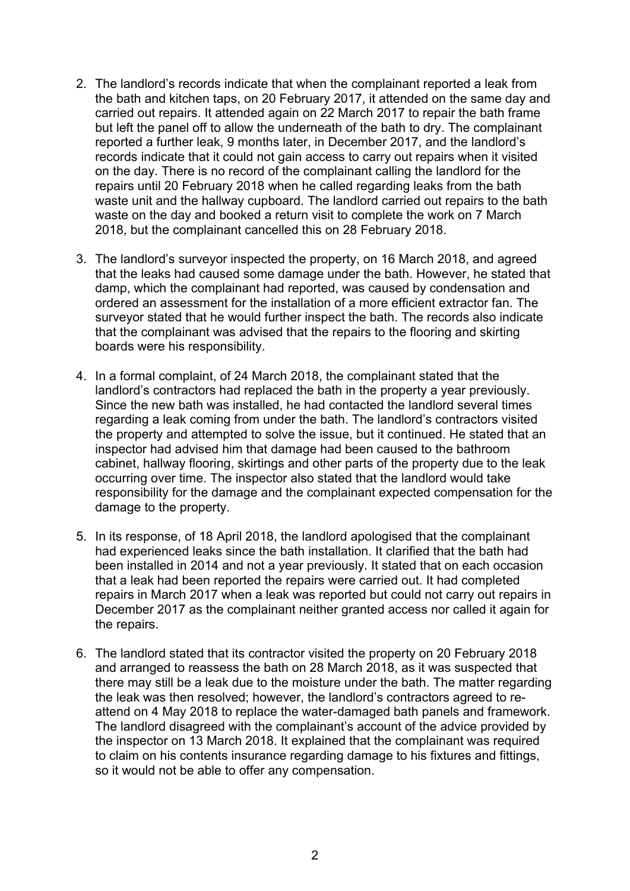2. The landlord's records indicate that when the complainant reported a leak from the bath and kitchen taps, on 20 February 2017, it attended on the same day and carried out repairs. It attended again on 22 March 2017 to repair the bath frame but left the panel off to allow the underneath of the bath to dry. The complainant reported a further leak, 9 months later, in December 2017, and the landlord's records indicate that it could not gain access to carry out repairs when it visited on the day. There is no record of the complainant calling the landlord for the repairs until 20 February 2018 when he called regarding leaks from the bath waste unit and the hallway cupboard. The landlord carried out repairs to the bath waste on the day and booked a return visit to complete the work on 7 March 2018, but the complainant cancelled this on 28 February 2018.

3. The landlord's surveyor inspected the property, on 16 March 2018, and agreed that the leaks had caused some damage under the bath. However, he stated that damp, which the complainant had reported, was caused by condensation and ordered an assessment for the installation of a more efficient extractor fan. The surveyor stated that he would further inspect the bath. The records also indicate that the complainant was advised that the repairs to the flooring and skirting boards were his responsibility.

4. In a formal complaint, of 24 March 2018, the complainant stated that the landlord's contractors had replaced the bath in the property a year previously. Since the new bath was installed, he had contacted the landlord several times regarding a leak coming from under the bath. The landlord's contractors visited the property and attempted to solve the issue, but it continued. He stated that an inspector had advised him that damage had been caused to the bathroom cabinet, hallway flooring, skirtings and other parts of the property due to the leak occurring over time. The inspector also stated that the landlord would take responsibility for the damage and the complainant expected compensation for the damage to the property.

5. In its response, of 18 April 2018, the landlord apologised that the complainant had experienced leaks since the bath installation. It clarified that the bath had been installed in 2014 and not a year previously. It stated that on each occasion that a leak had been reported the repairs were carried out. It had completed repairs in March 2017 when a leak was reported but could not carry out repairs in December 2017 as the complainant neither granted access nor called it again for the repairs.

6. The landlord stated that its contractor visited the property on 20 February 2018 and arranged to reassess the bath on 28 March 2018, as it was suspected that there may still be a leak due to the moisture under the bath. The matter regarding the leak was then resolved; however, the landlord's contractors agreed to re-attend on 4 May 2018 to replace the water-damaged bath panels and framework. The landlord disagreed with the complainant's account of the advice provided by the inspector on 13 March 2018. It explained that the complainant was required to claim on his contents insurance regarding damage to his fixtures and fittings, so it would not be able to offer any compensation.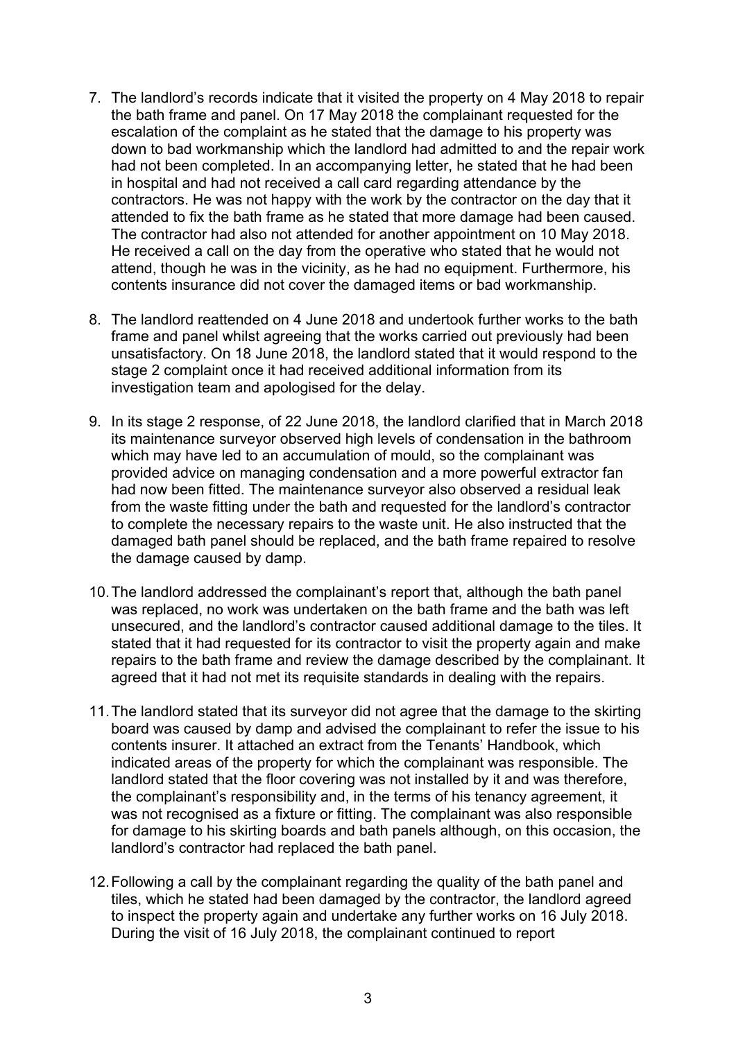7. The landlord's records indicate that it visited the property on 4 May 2018 to repair the bath frame and panel. On 17 May 2018 the complainant requested for the escalation of the complaint as he stated that the damage to his property was down to bad workmanship which the landlord had admitted to and the repair work had not been completed. In an accompanying letter, he stated that he had been in hospital and had not received a call card regarding attendance by the contractors. He was not happy with the work by the contractor on the day that it attended to fix the bath frame as he stated that more damage had been caused. The contractor had also not attended for another appointment on 10 May 2018. He received a call on the day from the operative who stated that he would not attend, though he was in the vicinity, as he had no equipment. Furthermore, his contents insurance did not cover the damaged items or bad workmanship.

8. The landlord reattended on 4 June 2018 and undertook further works to the bath frame and panel whilst agreeing that the works carried out previously had been unsatisfactory. On 18 June 2018, the landlord stated that it would respond to the stage 2 complaint once it had received additional information from its investigation team and apologised for the delay.

9. In its stage 2 response, of 22 June 2018, the landlord clarified that in March 2018 its maintenance surveyor observed high levels of condensation in the bathroom which may have led to an accumulation of mould, so the complainant was provided advice on managing condensation and a more powerful extractor fan had now been fitted. The maintenance surveyor also observed a residual leak from the waste fitting under the bath and requested for the landlord's contractor to complete the necessary repairs to the waste unit. He also instructed that the damaged bath panel should be replaced, and the bath frame repaired to resolve the damage caused by damp.

10. The landlord addressed the complainant's report that, although the bath panel was replaced, no work was undertaken on the bath frame and the bath was left unsecured, and the landlord's contractor caused additional damage to the tiles. It stated that it had requested for its contractor to visit the property again and make repairs to the bath frame and review the damage described by the complainant. It agreed that it had not met its requisite standards in dealing with the repairs.

11. The landlord stated that its surveyor did not agree that the damage to the skirting board was caused by damp and advised the complainant to refer the issue to his contents insurer. It attached an extract from the Tenants' Handbook, which indicated areas of the property for which the complainant was responsible. The landlord stated that the floor covering was not installed by it and was therefore, the complainant's responsibility and, in the terms of his tenancy agreement, it was not recognised as a fixture or fitting. The complainant was also responsible for damage to his skirting boards and bath panels although, on this occasion, the landlord's contractor had replaced the bath panel.

12. Following a call by the complainant regarding the quality of the bath panel and tiles, which he stated had been damaged by the contractor, the landlord agreed to inspect the property again and undertake any further works on 16 July 2018. During the visit of 16 July 2018, the complainant continued to report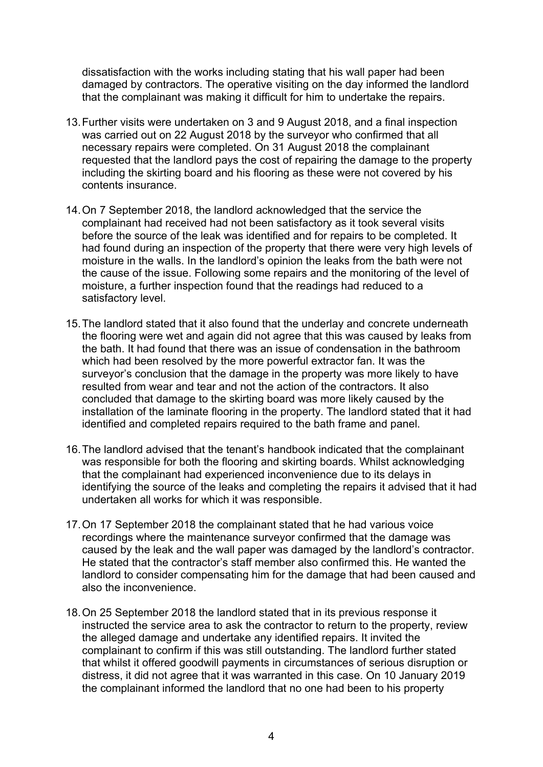dissatisfaction with the works including stating that his wall paper had been damaged by contractors. The operative visiting on the day informed the landlord that the complainant was making it difficult for him to undertake the repairs.

13. Further visits were undertaken on 3 and 9 August 2018, and a final inspection was carried out on 22 August 2018 by the surveyor who confirmed that all necessary repairs were completed. On 31 August 2018 the complainant requested that the landlord pays the cost of repairing the damage to the property including the skirting board and his flooring as these were not covered by his contents insurance.

14. On 7 September 2018, the landlord acknowledged that the service the complainant had received had not been satisfactory as it took several visits before the source of the leak was identified and for repairs to be completed. It had found during an inspection of the property that there were very high levels of moisture in the walls. In the landlord's opinion the leaks from the bath were not the cause of the issue. Following some repairs and the monitoring of the level of moisture, a further inspection found that the readings had reduced to a satisfactory level.

15. The landlord stated that it also found that the underlay and concrete underneath the flooring were wet and again did not agree that this was caused by leaks from the bath. It had found that there was an issue of condensation in the bathroom which had been resolved by the more powerful extractor fan. It was the surveyor's conclusion that the damage in the property was more likely to have resulted from wear and tear and not the action of the contractors. It also concluded that damage to the skirting board was more likely caused by the installation of the laminate flooring in the property. The landlord stated that it had identified and completed repairs required to the bath frame and panel.

16. The landlord advised that the tenant's handbook indicated that the complainant was responsible for both the flooring and skirting boards. Whilst acknowledging that the complainant had experienced inconvenience due to its delays in identifying the source of the leaks and completing the repairs it advised that it had undertaken all works for which it was responsible.

17. On 17 September 2018 the complainant stated that he had various voice recordings where the maintenance surveyor confirmed that the damage was caused by the leak and the wall paper was damaged by the landlord's contractor. He stated that the contractor's staff member also confirmed this. He wanted the landlord to consider compensating him for the damage that had been caused and also the inconvenience.

18. On 25 September 2018 the landlord stated that in its previous response it instructed the service area to ask the contractor to return to the property, review the alleged damage and undertake any identified repairs. It invited the complainant to confirm if this was still outstanding. The landlord further stated that whilst it offered goodwill payments in circumstances of serious disruption or distress, it did not agree that it was warranted in this case. On 10 January 2019 the complainant informed the landlord that no one had been to his property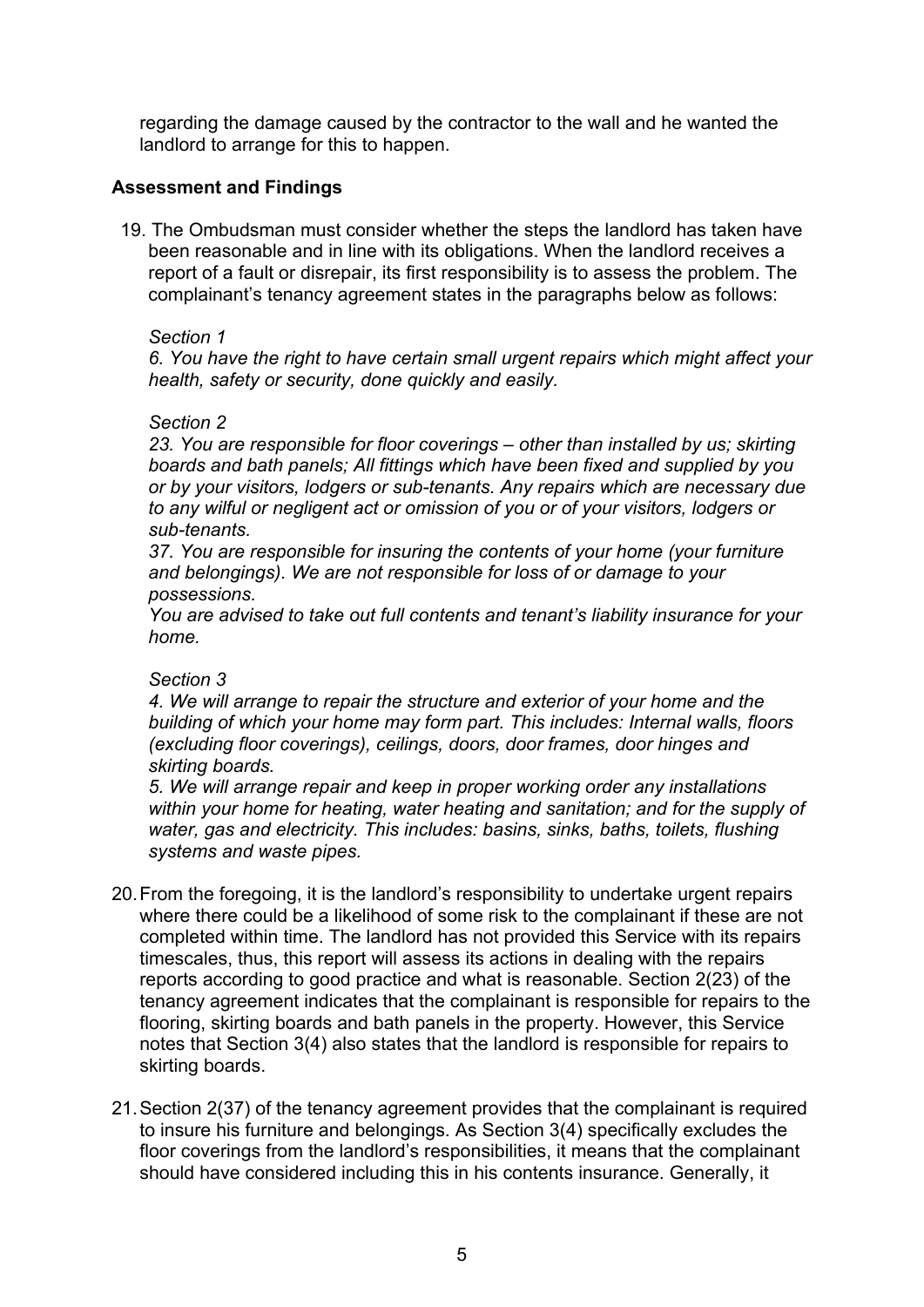regarding the damage caused by the contractor to the wall and he wanted the landlord to arrange for this to happen.

**Assessment and Findings**

19. The Ombudsman must consider whether the steps the landlord has taken have been reasonable and in line with its obligations. When the landlord receives a report of a fault or disrepair, its first responsibility is to assess the problem. The complainant's tenancy agreement states in the paragraphs below as follows:

    *Section 1*
    *6. You have the right to have certain small urgent repairs which might affect your health, safety or security, done quickly and easily.*

    *Section 2*
    *23. You are responsible for floor coverings – other than installed by us; skirting boards and bath panels; All fittings which have been fixed and supplied by you or by your visitors, lodgers or sub-tenants. Any repairs which are necessary due to any wilful or negligent act or omission of you or of your visitors, lodgers or sub-tenants.*
    *37. You are responsible for insuring the contents of your home (your furniture and belongings). We are not responsible for loss of or damage to your possessions.*
    *You are advised to take out full contents and tenant's liability insurance for your home.*

    *Section 3*
    *4. We will arrange to repair the structure and exterior of your home and the building of which your home may form part. This includes: Internal walls, floors (excluding floor coverings), ceilings, doors, door frames, door hinges and skirting boards.*
    *5. We will arrange repair and keep in proper working order any installations within your home for heating, water heating and sanitation; and for the supply of water, gas and electricity. This includes: basins, sinks, baths, toilets, flushing systems and waste pipes.*

20. From the foregoing, it is the landlord's responsibility to undertake urgent repairs where there could be a likelihood of some risk to the complainant if these are not completed within time. The landlord has not provided this Service with its repairs timescales, thus, this report will assess its actions in dealing with the repairs reports according to good practice and what is reasonable. Section 2(23) of the tenancy agreement indicates that the complainant is responsible for repairs to the flooring, skirting boards and bath panels in the property. However, this Service notes that Section 3(4) also states that the landlord is responsible for repairs to skirting boards.

21. Section 2(37) of the tenancy agreement provides that the complainant is required to insure his furniture and belongings. As Section 3(4) specifically excludes the floor coverings from the landlord's responsibilities, it means that the complainant should have considered including this in his contents insurance. Generally, it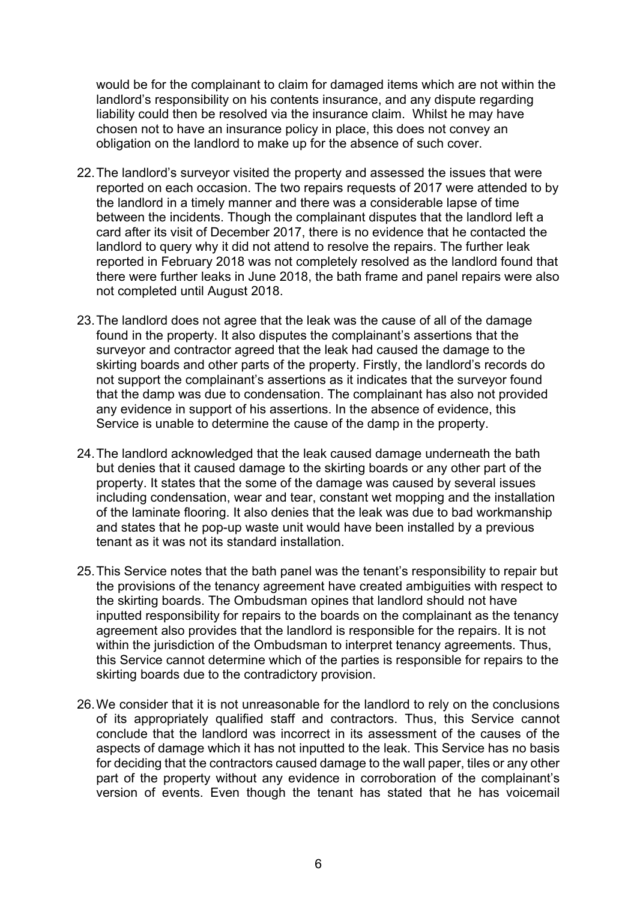would be for the complainant to claim for damaged items which are not within the landlord's responsibility on his contents insurance, and any dispute regarding liability could then be resolved via the insurance claim. Whilst he may have chosen not to have an insurance policy in place, this does not convey an obligation on the landlord to make up for the absence of such cover.

22. The landlord's surveyor visited the property and assessed the issues that were reported on each occasion. The two repairs requests of 2017 were attended to by the landlord in a timely manner and there was a considerable lapse of time between the incidents. Though the complainant disputes that the landlord left a card after its visit of December 2017, there is no evidence that he contacted the landlord to query why it did not attend to resolve the repairs. The further leak reported in February 2018 was not completely resolved as the landlord found that there were further leaks in June 2018, the bath frame and panel repairs were also not completed until August 2018.

23. The landlord does not agree that the leak was the cause of all of the damage found in the property. It also disputes the complainant's assertions that the surveyor and contractor agreed that the leak had caused the damage to the skirting boards and other parts of the property. Firstly, the landlord's records do not support the complainant's assertions as it indicates that the surveyor found that the damp was due to condensation. The complainant has also not provided any evidence in support of his assertions. In the absence of evidence, this Service is unable to determine the cause of the damp in the property.

24. The landlord acknowledged that the leak caused damage underneath the bath but denies that it caused damage to the skirting boards or any other part of the property. It states that the some of the damage was caused by several issues including condensation, wear and tear, constant wet mopping and the installation of the laminate flooring. It also denies that the leak was due to bad workmanship and states that he pop-up waste unit would have been installed by a previous tenant as it was not its standard installation.

25. This Service notes that the bath panel was the tenant's responsibility to repair but the provisions of the tenancy agreement have created ambiguities with respect to the skirting boards. The Ombudsman opines that landlord should not have inputted responsibility for repairs to the boards on the complainant as the tenancy agreement also provides that the landlord is responsible for the repairs. It is not within the jurisdiction of the Ombudsman to interpret tenancy agreements. Thus, this Service cannot determine which of the parties is responsible for repairs to the skirting boards due to the contradictory provision.

26. We consider that it is not unreasonable for the landlord to rely on the conclusions of its appropriately qualified staff and contractors. Thus, this Service cannot conclude that the landlord was incorrect in its assessment of the causes of the aspects of damage which it has not inputted to the leak. This Service has no basis for deciding that the contractors caused damage to the wall paper, tiles or any other part of the property without any evidence in corroboration of the complainant's version of events. Even though the tenant has stated that he has voicemail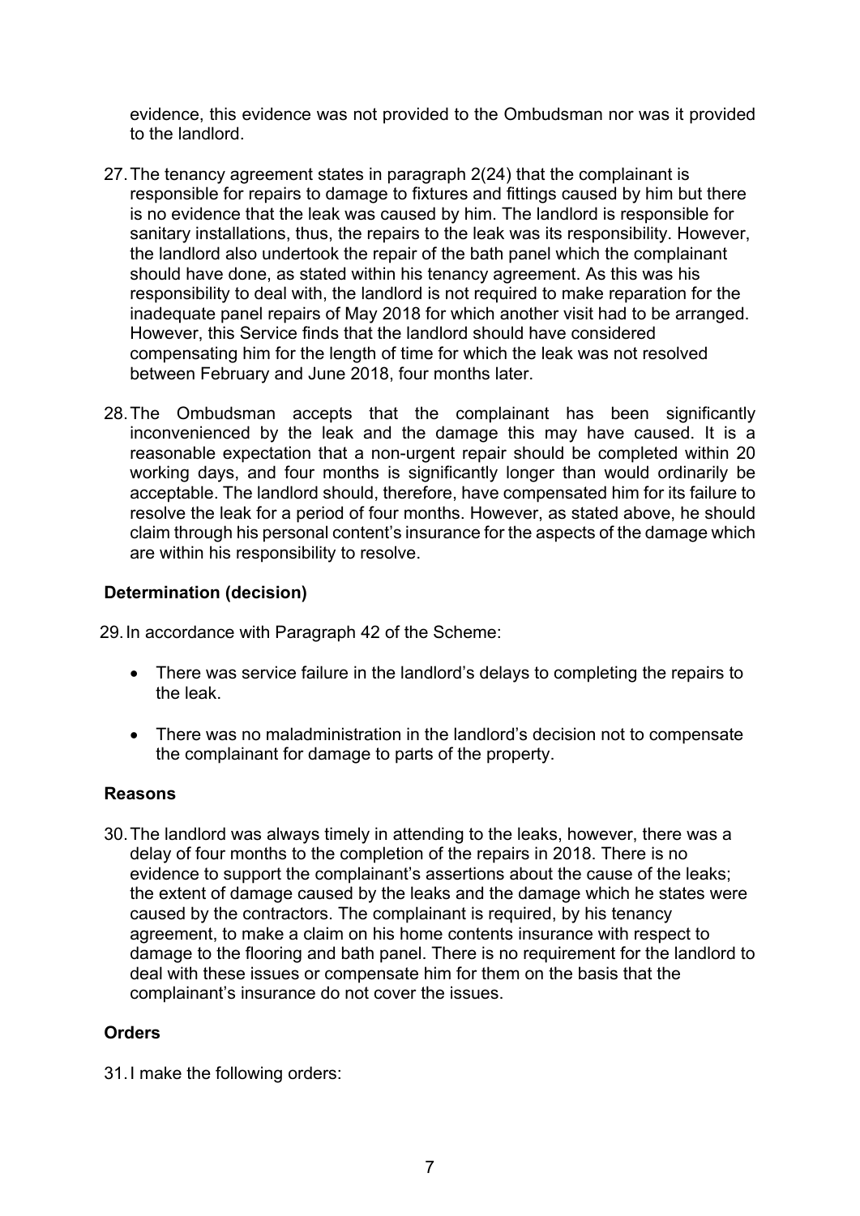evidence, this evidence was not provided to the Ombudsman nor was it provided to the landlord.

27. The tenancy agreement states in paragraph 2(24) that the complainant is responsible for repairs to damage to fixtures and fittings caused by him but there is no evidence that the leak was caused by him. The landlord is responsible for sanitary installations, thus, the repairs to the leak was its responsibility. However, the landlord also undertook the repair of the bath panel which the complainant should have done, as stated within his tenancy agreement. As this was his responsibility to deal with, the landlord is not required to make reparation for the inadequate panel repairs of May 2018 for which another visit had to be arranged. However, this Service finds that the landlord should have considered compensating him for the length of time for which the leak was not resolved between February and June 2018, four months later.

28. The Ombudsman accepts that the complainant has been significantly inconvenienced by the leak and the damage this may have caused. It is a reasonable expectation that a non-urgent repair should be completed within 20 working days, and four months is significantly longer than would ordinarily be acceptable. The landlord should, therefore, have compensated him for its failure to resolve the leak for a period of four months. However, as stated above, he should claim through his personal content's insurance for the aspects of the damage which are within his responsibility to resolve.

## Determination (decision)

29. In accordance with Paragraph 42 of the Scheme:

- There was service failure in the landlord's delays to completing the repairs to the leak.
- There was no maladministration in the landlord's decision not to compensate the complainant for damage to parts of the property.

## Reasons

30. The landlord was always timely in attending to the leaks, however, there was a delay of four months to the completion of the repairs in 2018. There is no evidence to support the complainant's assertions about the cause of the leaks; the extent of damage caused by the leaks and the damage which he states were caused by the contractors. The complainant is required, by his tenancy agreement, to make a claim on his home contents insurance with respect to damage to the flooring and bath panel. There is no requirement for the landlord to deal with these issues or compensate him for them on the basis that the complainant's insurance do not cover the issues.

## Orders

31. I make the following orders: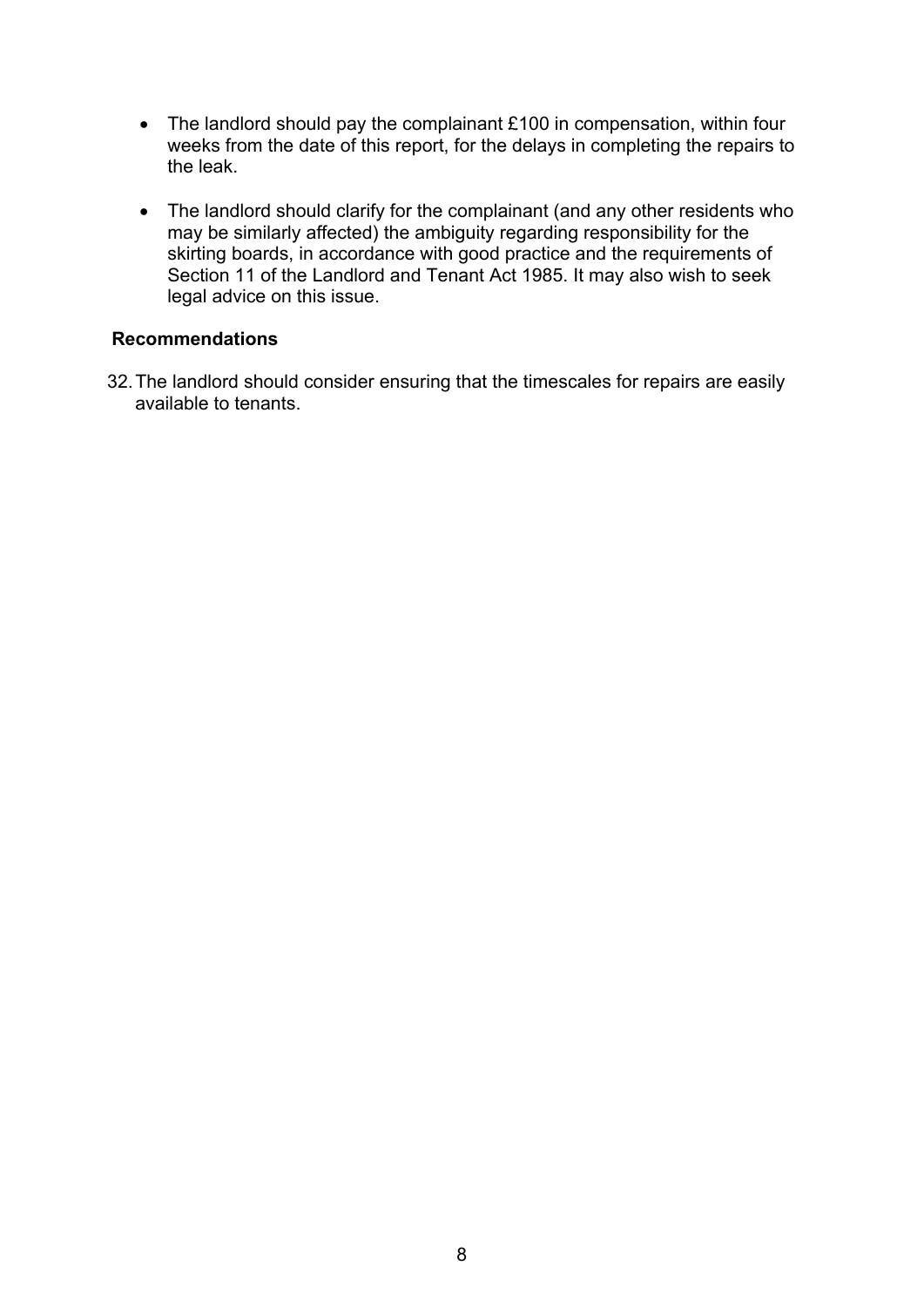- The landlord should pay the complainant £100 in compensation, within four weeks from the date of this report, for the delays in completing the repairs to the leak.
- The landlord should clarify for the complainant (and any other residents who may be similarly affected) the ambiguity regarding responsibility for the skirting boards, in accordance with good practice and the requirements of Section 11 of the Landlord and Tenant Act 1985. It may also wish to seek legal advice on this issue.

**Recommendations**

32. The landlord should consider ensuring that the timescales for repairs are easily available to tenants.